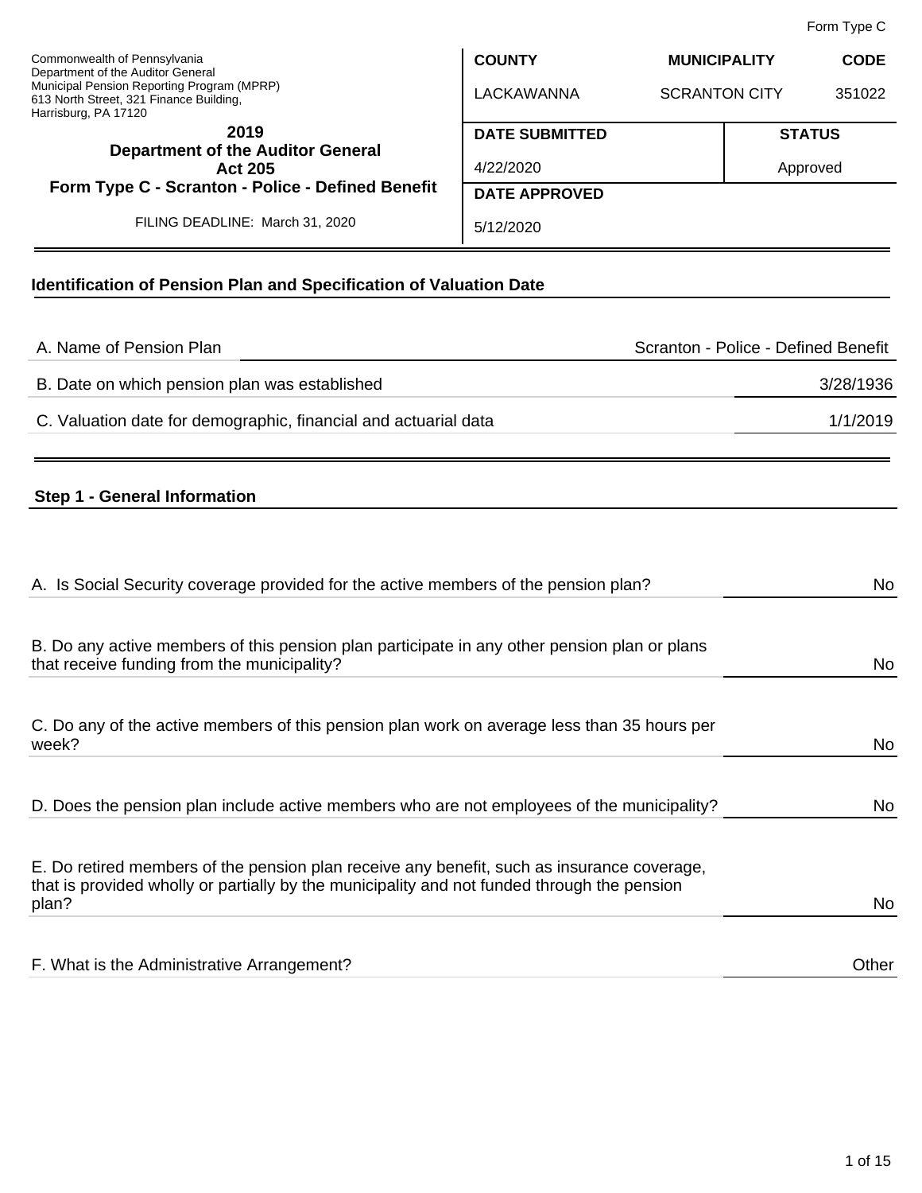Form Type C

Commonwealth of Pennsylvania
Department of the Auditor General
Municipal Pension Reporting Program (MPRP)
613 North Street, 321 Finance Building,
Harrisburg, PA 17120

| COUNTY | MUNICIPALITY | CODE |
| --- | --- | --- |
| LACKAWANNA | SCRANTON CITY | 351022 |

**2019**
**Department of the Auditor General**
**Act 205**
**Form Type C - Scranton - Police - Defined Benefit**

FILING DEADLINE: March 31, 2020

| DATE SUBMITTED | STATUS |
| --- | --- |
| 4/22/2020 | Approved |

| DATE APPROVED |
| --- |
| 5/12/2020 |

## Identification of Pension Plan and Specification of Valuation Date

| | |
| --- | --- |
| A. Name of Pension Plan | Scranton - Police - Defined Benefit |
| B. Date on which pension plan was established | 3/28/1936 |
| C. Valuation date for demographic, financial and actuarial data | 1/1/2019 |

## Step 1 - General Information

| | |
| --- | --- |
| A. Is Social Security coverage provided for the active members of the pension plan? | No |
| B. Do any active members of this pension plan participate in any other pension plan or plans that receive funding from the municipality? | No |
| C. Do any of the active members of this pension plan work on average less than 35 hours per week? | No |
| D. Does the pension plan include active members who are not employees of the municipality? | No |
| E. Do retired members of the pension plan receive any benefit, such as insurance coverage, that is provided wholly or partially by the municipality and not funded through the pension plan? | No |
| F. What is the Administrative Arrangement? | Other |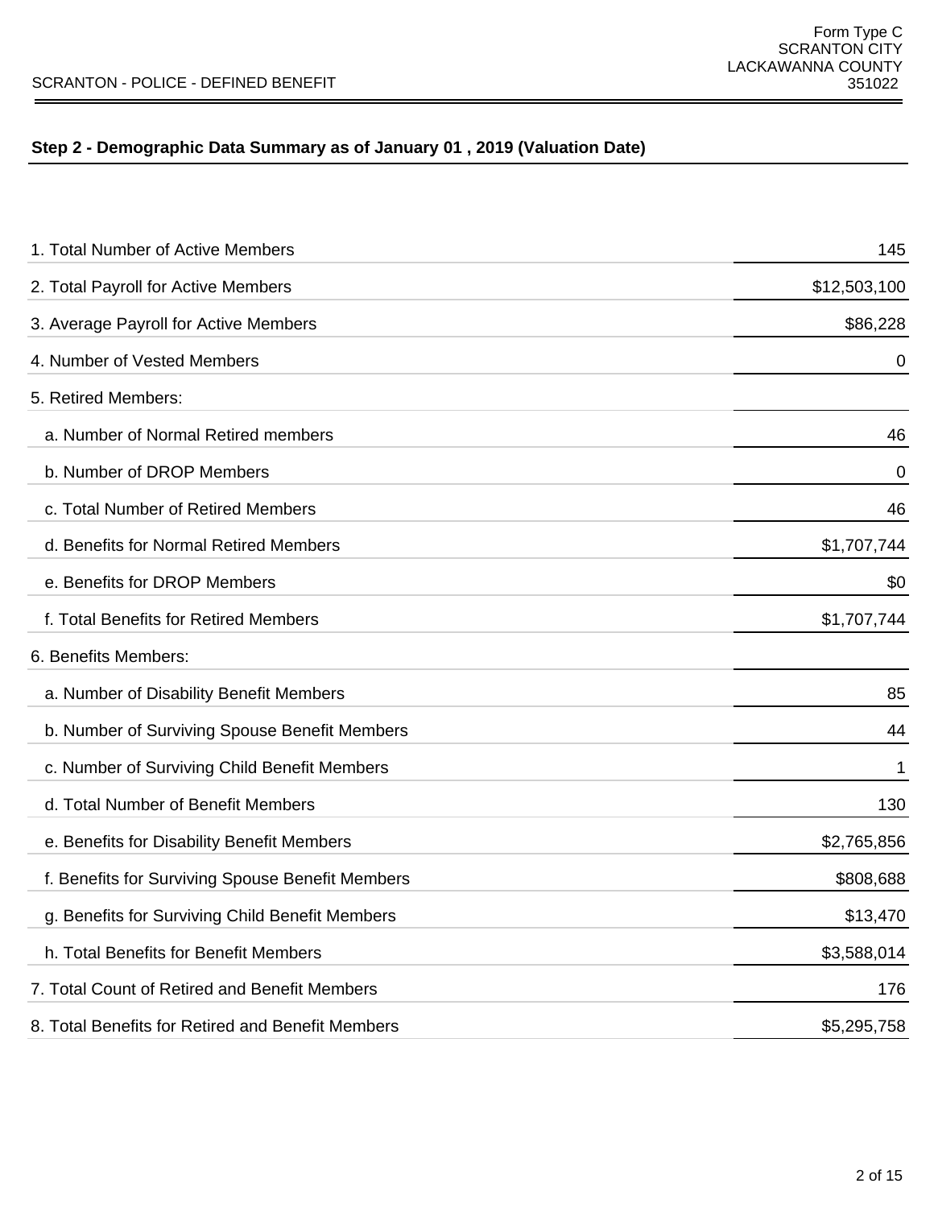SCRANTON - POLICE - DEFINED BENEFIT

Form Type C
SCRANTON CITY
LACKAWANNA COUNTY
351022

## Step 2 - Demographic Data Summary as of January 01 , 2019 (Valuation Date)

| Item | Value |
|---|---|
| 1. Total Number of Active Members | 145 |
| 2. Total Payroll for Active Members | $12,503,100 |
| 3. Average Payroll for Active Members | $86,228 |
| 4. Number of Vested Members | 0 |
| 5. Retired Members: | |
| a. Number of Normal Retired members | 46 |
| b. Number of DROP Members | 0 |
| c. Total Number of Retired Members | 46 |
| d. Benefits for Normal Retired Members | $1,707,744 |
| e. Benefits for DROP Members | $0 |
| f. Total Benefits for Retired Members | $1,707,744 |
| 6. Benefits Members: | |
| a. Number of Disability Benefit Members | 85 |
| b. Number of Surviving Spouse Benefit Members | 44 |
| c. Number of Surviving Child Benefit Members | 1 |
| d. Total Number of Benefit Members | 130 |
| e. Benefits for Disability Benefit Members | $2,765,856 |
| f. Benefits for Surviving Spouse Benefit Members | $808,688 |
| g. Benefits for Surviving Child Benefit Members | $13,470 |
| h. Total Benefits for Benefit Members | $3,588,014 |
| 7. Total Count of Retired and Benefit Members | 176 |
| 8. Total Benefits for Retired and Benefit Members | $5,295,758 |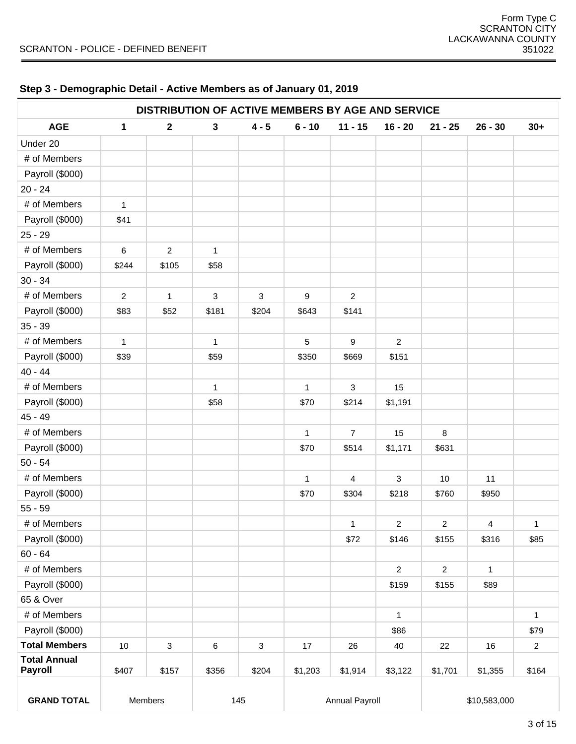SCRANTON - POLICE - DEFINED BENEFIT

Form Type C
SCRANTON CITY
LACKAWANNA COUNTY
351022

## Step 3 - Demographic Detail - Active Members as of January 01, 2019

| DISTRIBUTION OF ACTIVE MEMBERS BY AGE AND SERVICE | | | | | | | | | | |
|---|---|---|---|---|---|---|---|---|---|---|
| **AGE** | **1** | **2** | **3** | **4 - 5** | **6 - 10** | **11 - 15** | **16 - 20** | **21 - 25** | **26 - 30** | **30+** |
| Under 20 | | | | | | | | | | |
| # of Members | | | | | | | | | | |
| Payroll ($000) | | | | | | | | | | |
| 20 - 24 | | | | | | | | | | |
| # of Members | 1 | | | | | | | | | |
| Payroll ($000) | $41 | | | | | | | | | |
| 25 - 29 | | | | | | | | | | |
| # of Members | 6 | 2 | 1 | | | | | | | |
| Payroll ($000) | $244 | $105 | $58 | | | | | | | |
| 30 - 34 | | | | | | | | | | |
| # of Members | 2 | 1 | 3 | 3 | 9 | 2 | | | | |
| Payroll ($000) | $83 | $52 | $181 | $204 | $643 | $141 | | | | |
| 35 - 39 | | | | | | | | | | |
| # of Members | 1 | | 1 | | 5 | 9 | 2 | | | |
| Payroll ($000) | $39 | | $59 | | $350 | $669 | $151 | | | |
| 40 - 44 | | | | | | | | | | |
| # of Members | | | 1 | | 1 | 3 | 15 | | | |
| Payroll ($000) | | | $58 | | $70 | $214 | $1,191 | | | |
| 45 - 49 | | | | | | | | | | |
| # of Members | | | | | 1 | 7 | 15 | 8 | | |
| Payroll ($000) | | | | | $70 | $514 | $1,171 | $631 | | |
| 50 - 54 | | | | | | | | | | |
| # of Members | | | | | 1 | 4 | 3 | 10 | 11 | |
| Payroll ($000) | | | | | $70 | $304 | $218 | $760 | $950 | |
| 55 - 59 | | | | | | | | | | |
| # of Members | | | | | | 1 | 2 | 2 | 4 | 1 |
| Payroll ($000) | | | | | | $72 | $146 | $155 | $316 | $85 |
| 60 - 64 | | | | | | | | | | |
| # of Members | | | | | | | 2 | 2 | 1 | |
| Payroll ($000) | | | | | | | $159 | $155 | $89 | |
| 65 & Over | | | | | | | | | | |
| # of Members | | | | | | | 1 | | | 1 |
| Payroll ($000) | | | | | | | $86 | | | $79 |
| **Total Members** | 10 | 3 | 6 | 3 | 17 | 26 | 40 | 22 | 16 | 2 |
| **Total Annual Payroll** | $407 | $157 | $356 | $204 | $1,203 | $1,914 | $3,122 | $1,701 | $1,355 | $164 |
| **GRAND TOTAL** | Members | | 145 | | Annual Payroll | | | $10,583,000 | | |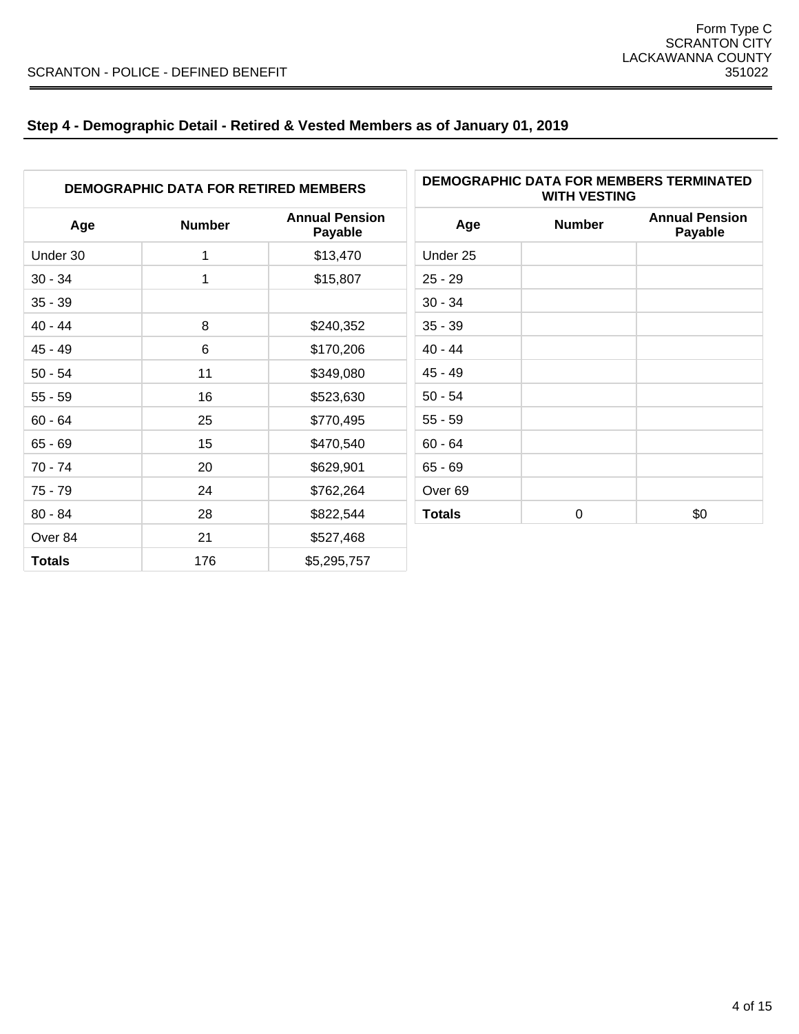## Step 4 - Demographic Detail - Retired & Vested Members as of January 01, 2019

| DEMOGRAPHIC DATA FOR RETIRED MEMBERS | | |
|---|---|---|
| **Age** | **Number** | **Annual Pension Payable** |
| Under 30 | 1 | $13,470 |
| 30 - 34 | 1 | $15,807 |
| 35 - 39 | | |
| 40 - 44 | 8 | $240,352 |
| 45 - 49 | 6 | $170,206 |
| 50 - 54 | 11 | $349,080 |
| 55 - 59 | 16 | $523,630 |
| 60 - 64 | 25 | $770,495 |
| 65 - 69 | 15 | $470,540 |
| 70 - 74 | 20 | $629,901 |
| 75 - 79 | 24 | $762,264 |
| 80 - 84 | 28 | $822,544 |
| Over 84 | 21 | $527,468 |
| **Totals** | 176 | $5,295,757 |

| DEMOGRAPHIC DATA FOR MEMBERS TERMINATED WITH VESTING | | |
|---|---|---|
| **Age** | **Number** | **Annual Pension Payable** |
| Under 25 | | |
| 25 - 29 | | |
| 30 - 34 | | |
| 35 - 39 | | |
| 40 - 44 | | |
| 45 - 49 | | |
| 50 - 54 | | |
| 55 - 59 | | |
| 60 - 64 | | |
| 65 - 69 | | |
| Over 69 | | |
| **Totals** | 0 | $0 |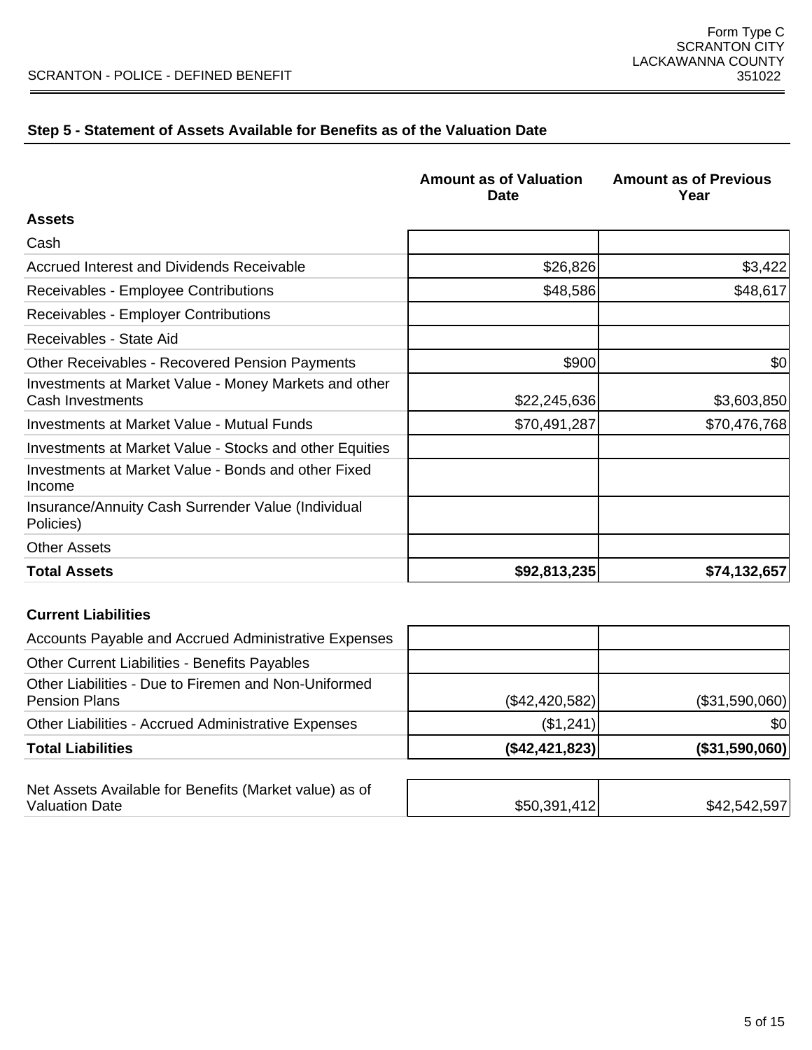## Step 5 - Statement of Assets Available for Benefits as of the Valuation Date

| | Amount as of Valuation Date | Amount as of Previous Year |
|---|---|---|
| **Assets** | | |
| Cash | | |
| Accrued Interest and Dividends Receivable | $26,826 | $3,422 |
| Receivables - Employee Contributions | $48,586 | $48,617 |
| Receivables - Employer Contributions | | |
| Receivables - State Aid | | |
| Other Receivables - Recovered Pension Payments | $900 | $0 |
| Investments at Market Value - Money Markets and other Cash Investments | $22,245,636 | $3,603,850 |
| Investments at Market Value - Mutual Funds | $70,491,287 | $70,476,768 |
| Investments at Market Value - Stocks and other Equities | | |
| Investments at Market Value - Bonds and other Fixed Income | | |
| Insurance/Annuity Cash Surrender Value (Individual Policies) | | |
| Other Assets | | |
| **Total Assets** | **$92,813,235** | **$74,132,657** |

| | Amount as of Valuation Date | Amount as of Previous Year |
|---|---|---|
| **Current Liabilities** | | |
| Accounts Payable and Accrued Administrative Expenses | | |
| Other Current Liabilities - Benefits Payables | | |
| Other Liabilities - Due to Firemen and Non-Uniformed Pension Plans | ($42,420,582) | ($31,590,060) |
| Other Liabilities - Accrued Administrative Expenses | ($1,241) | $0 |
| **Total Liabilities** | **($42,421,823)** | **($31,590,060)** |

| | Amount as of Valuation Date | Amount as of Previous Year |
|---|---|---|
| Net Assets Available for Benefits (Market value) as of Valuation Date | $50,391,412 | $42,542,597 |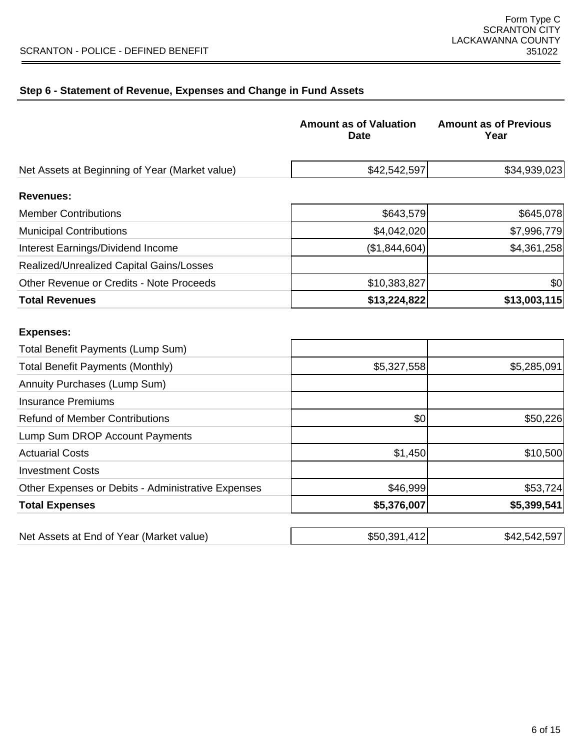### Step 6 - Statement of Revenue, Expenses and Change in Fund Assets

| | Amount as of Valuation Date | Amount as of Previous Year |
|---|---|---|
| Net Assets at Beginning of Year (Market value) | $42,542,597 | $34,939,023 |
| **Revenues:** | | |
| Member Contributions | $643,579 | $645,078 |
| Municipal Contributions | $4,042,020 | $7,996,779 |
| Interest Earnings/Dividend Income | ($1,844,604) | $4,361,258 |
| Realized/Unrealized Capital Gains/Losses | | |
| Other Revenue or Credits - Note Proceeds | $10,383,827 | $0 |
| **Total Revenues** | **$13,224,822** | **$13,003,115** |
| **Expenses:** | | |
| Total Benefit Payments (Lump Sum) | | |
| Total Benefit Payments (Monthly) | $5,327,558 | $5,285,091 |
| Annuity Purchases (Lump Sum) | | |
| Insurance Premiums | | |
| Refund of Member Contributions | $0 | $50,226 |
| Lump Sum DROP Account Payments | | |
| Actuarial Costs | $1,450 | $10,500 |
| Investment Costs | | |
| Other Expenses or Debits - Administrative Expenses | $46,999 | $53,724 |
| **Total Expenses** | **$5,376,007** | **$5,399,541** |
| Net Assets at End of Year (Market value) | $50,391,412 | $42,542,597 |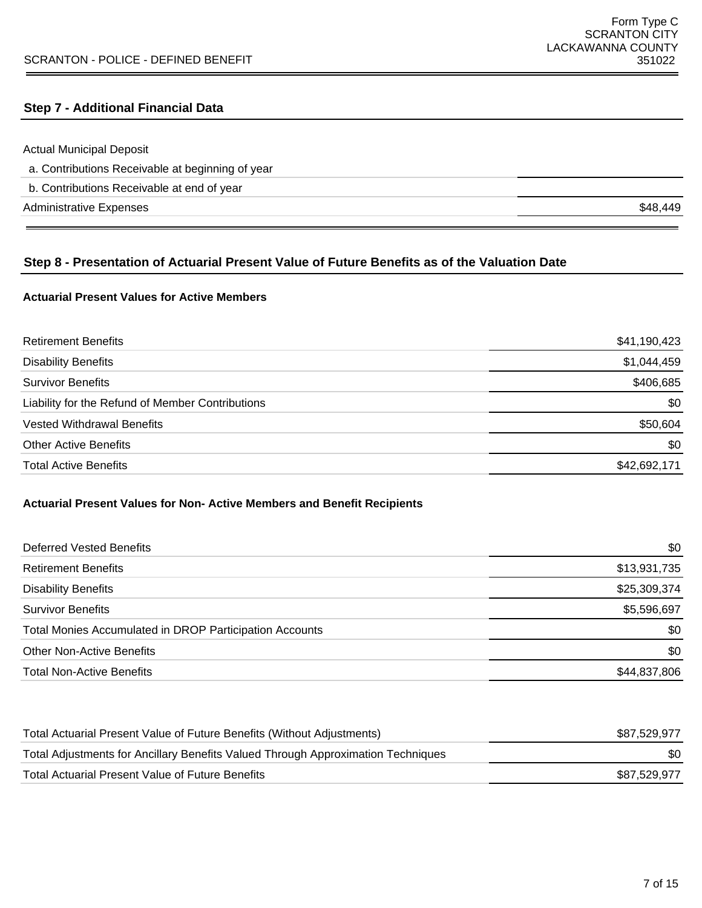## Step 7 - Additional Financial Data

| | |
|---|---|
| Actual Municipal Deposit | |
| a. Contributions Receivable at beginning of year | |
| b. Contributions Receivable at end of year | |
| Administrative Expenses | $48,449 |

## Step 8 - Presentation of Actuarial Present Value of Future Benefits as of the Valuation Date

### Actuarial Present Values for Active Members

| | |
|---|---|
| Retirement Benefits | $41,190,423 |
| Disability Benefits | $1,044,459 |
| Survivor Benefits | $406,685 |
| Liability for the Refund of Member Contributions | $0 |
| Vested Withdrawal Benefits | $50,604 |
| Other Active Benefits | $0 |
| Total Active Benefits | $42,692,171 |

### Actuarial Present Values for Non- Active Members and Benefit Recipients

| | |
|---|---|
| Deferred Vested Benefits | $0 |
| Retirement Benefits | $13,931,735 |
| Disability Benefits | $25,309,374 |
| Survivor Benefits | $5,596,697 |
| Total Monies Accumulated in DROP Participation Accounts | $0 |
| Other Non-Active Benefits | $0 |
| Total Non-Active Benefits | $44,837,806 |

| | |
|---|---|
| Total Actuarial Present Value of Future Benefits (Without Adjustments) | $87,529,977 |
| Total Adjustments for Ancillary Benefits Valued Through Approximation Techniques | $0 |
| Total Actuarial Present Value of Future Benefits | $87,529,977 |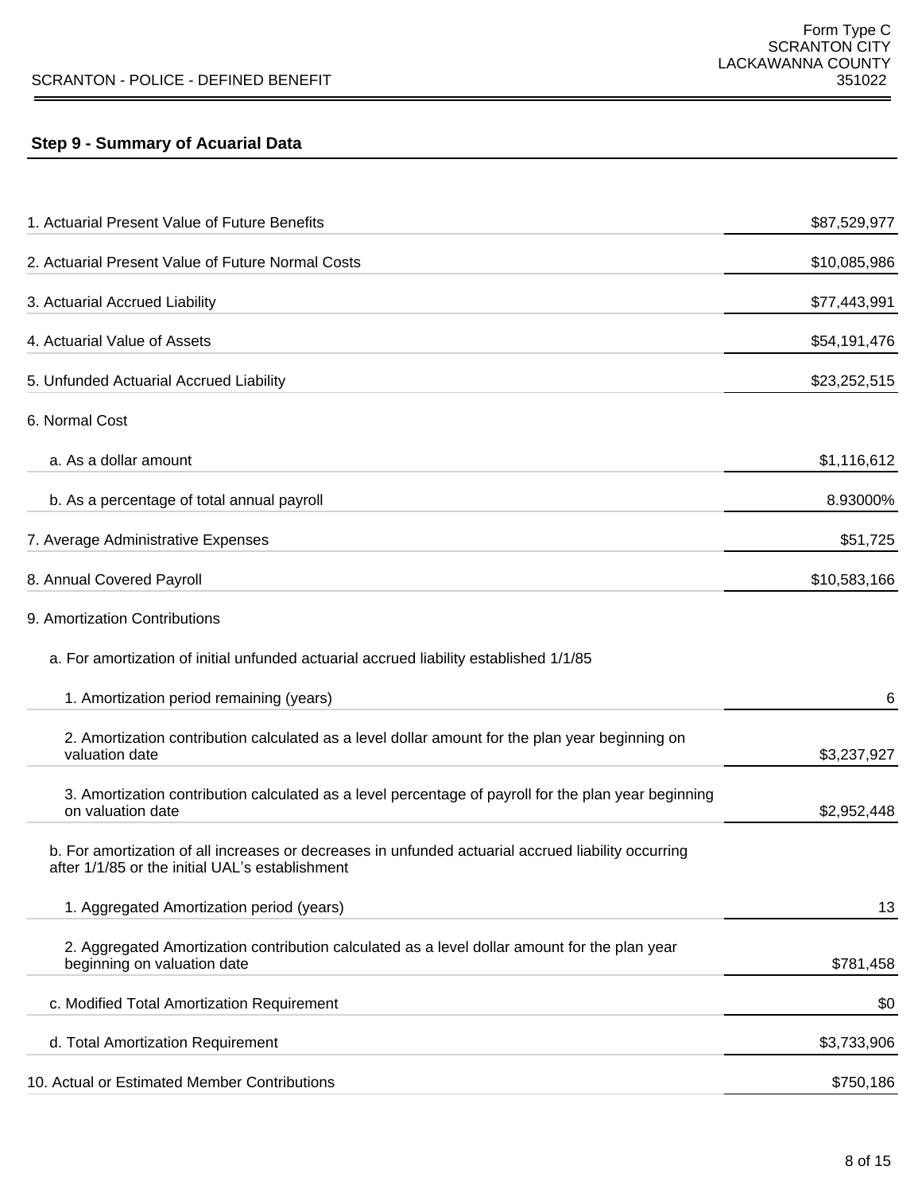## Step 9 - Summary of Acuarial Data

| Item | Value |
|---|---|
| 1. Actuarial Present Value of Future Benefits | $87,529,977 |
| 2. Actuarial Present Value of Future Normal Costs | $10,085,986 |
| 3. Actuarial Accrued Liability | $77,443,991 |
| 4. Actuarial Value of Assets | $54,191,476 |
| 5. Unfunded Actuarial Accrued Liability | $23,252,515 |
| 6. Normal Cost | |
| a. As a dollar amount | $1,116,612 |
| b. As a percentage of total annual payroll | 8.93000% |
| 7. Average Administrative Expenses | $51,725 |
| 8. Annual Covered Payroll | $10,583,166 |
| 9. Amortization Contributions | |
| a. For amortization of initial unfunded actuarial accrued liability established 1/1/85 | |
| 1. Amortization period remaining (years) | 6 |
| 2. Amortization contribution calculated as a level dollar amount for the plan year beginning on valuation date | $3,237,927 |
| 3. Amortization contribution calculated as a level percentage of payroll for the plan year beginning on valuation date | $2,952,448 |
| b. For amortization of all increases or decreases in unfunded actuarial accrued liability occurring after 1/1/85 or the initial UAL's establishment | |
| 1. Aggregated Amortization period (years) | 13 |
| 2. Aggregated Amortization contribution calculated as a level dollar amount for the plan year beginning on valuation date | $781,458 |
| c. Modified Total Amortization Requirement | $0 |
| d. Total Amortization Requirement | $3,733,906 |
| 10. Actual or Estimated Member Contributions | $750,186 |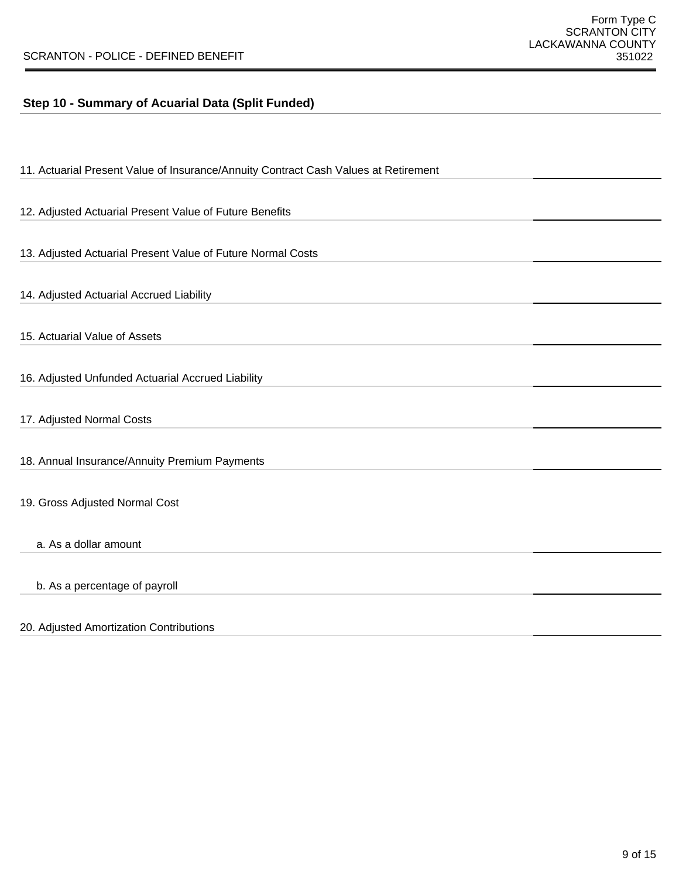SCRANTON - POLICE - DEFINED BENEFIT

Form Type C
SCRANTON CITY
LACKAWANNA COUNTY
351022

## Step 10 - Summary of Acuarial Data (Split Funded)

11. Actuarial Present Value of Insurance/Annuity Contract Cash Values at Retirement

12. Adjusted Actuarial Present Value of Future Benefits

13. Adjusted Actuarial Present Value of Future Normal Costs

14. Adjusted Actuarial Accrued Liability

15. Actuarial Value of Assets

16. Adjusted Unfunded Actuarial Accrued Liability

17. Adjusted Normal Costs

18. Annual Insurance/Annuity Premium Payments

19. Gross Adjusted Normal Cost

    a. As a dollar amount

    b. As a percentage of payroll

20. Adjusted Amortization Contributions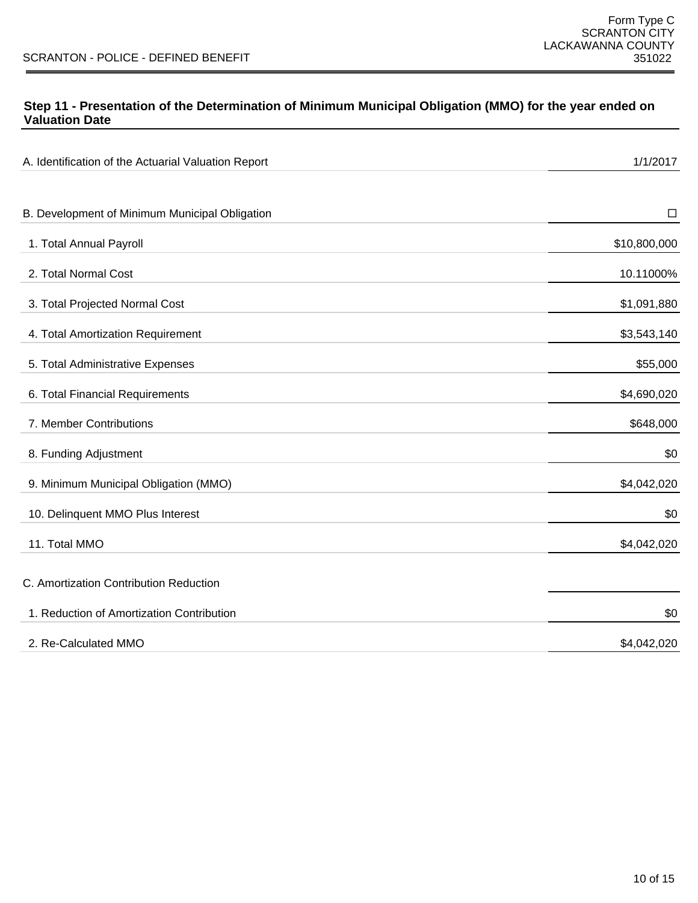## Step 11 - Presentation of the Determination of Minimum Municipal Obligation (MMO) for the year ended on Valuation Date

| | |
|---|---|
| A. Identification of the Actuarial Valuation Report | 1/1/2017 |
| | |
| B. Development of Minimum Municipal Obligation | ☐ |
| 1. Total Annual Payroll | $10,800,000 |
| 2. Total Normal Cost | 10.11000% |
| 3. Total Projected Normal Cost | $1,091,880 |
| 4. Total Amortization Requirement | $3,543,140 |
| 5. Total Administrative Expenses | $55,000 |
| 6. Total Financial Requirements | $4,690,020 |
| 7. Member Contributions | $648,000 |
| 8. Funding Adjustment | $0 |
| 9. Minimum Municipal Obligation (MMO) | $4,042,020 |
| 10. Delinquent MMO Plus Interest | $0 |
| 11. Total MMO | $4,042,020 |
| | |
| C. Amortization Contribution Reduction | |
| 1. Reduction of Amortization Contribution | $0 |
| 2. Re-Calculated MMO | $4,042,020 |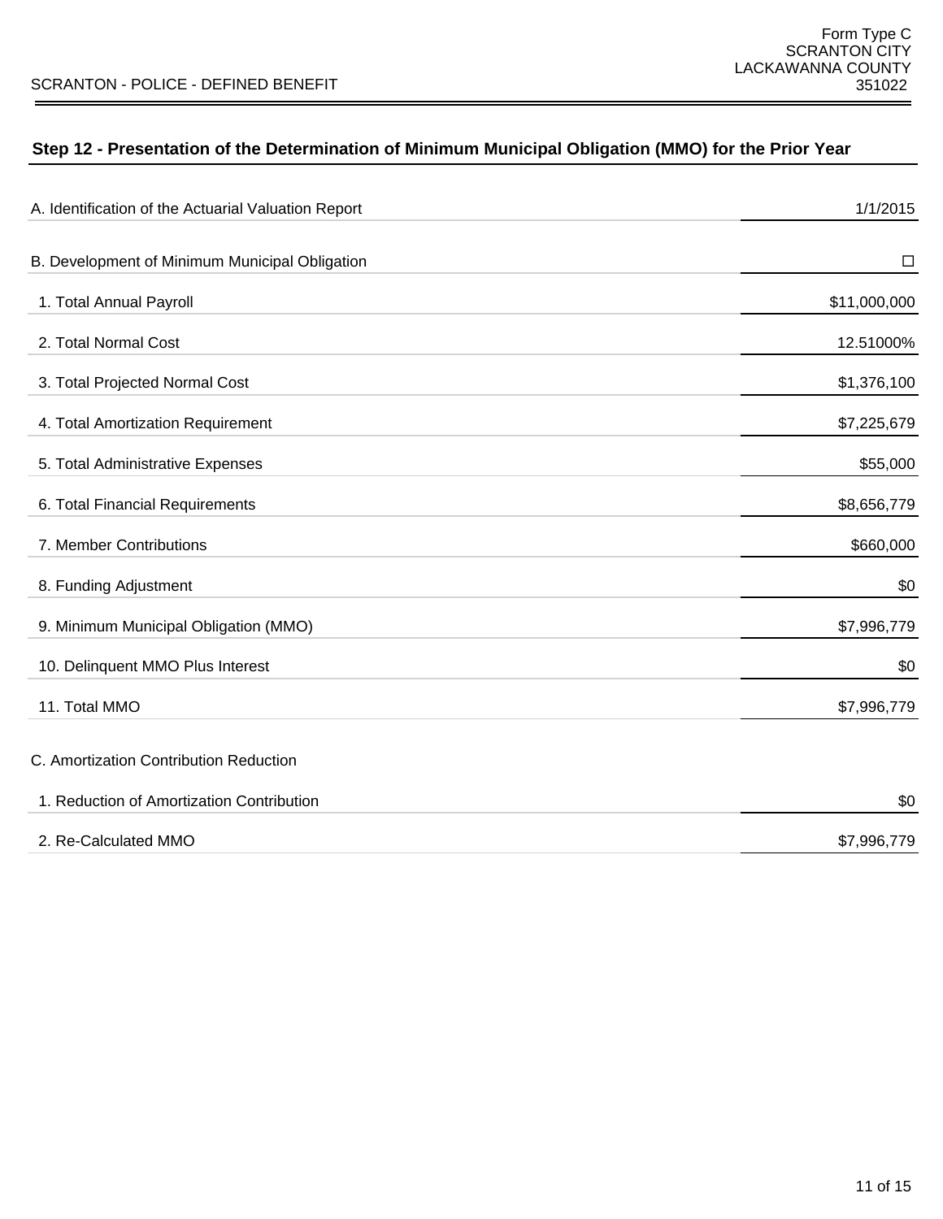Form Type C
SCRANTON CITY
LACKAWANNA COUNTY
351022

SCRANTON - POLICE - DEFINED BENEFIT

## Step 12 - Presentation of the Determination of Minimum Municipal Obligation (MMO) for the Prior Year

| | |
|---|---|
| A. Identification of the Actuarial Valuation Report | 1/1/2015 |
| B. Development of Minimum Municipal Obligation | ☐ |
| 1. Total Annual Payroll | $11,000,000 |
| 2. Total Normal Cost | 12.51000% |
| 3. Total Projected Normal Cost | $1,376,100 |
| 4. Total Amortization Requirement | $7,225,679 |
| 5. Total Administrative Expenses | $55,000 |
| 6. Total Financial Requirements | $8,656,779 |
| 7. Member Contributions | $660,000 |
| 8. Funding Adjustment | $0 |
| 9. Minimum Municipal Obligation (MMO) | $7,996,779 |
| 10. Delinquent MMO Plus Interest | $0 |
| 11. Total MMO | $7,996,779 |
| C. Amortization Contribution Reduction | |
| 1. Reduction of Amortization Contribution | $0 |
| 2. Re-Calculated MMO | $7,996,779 |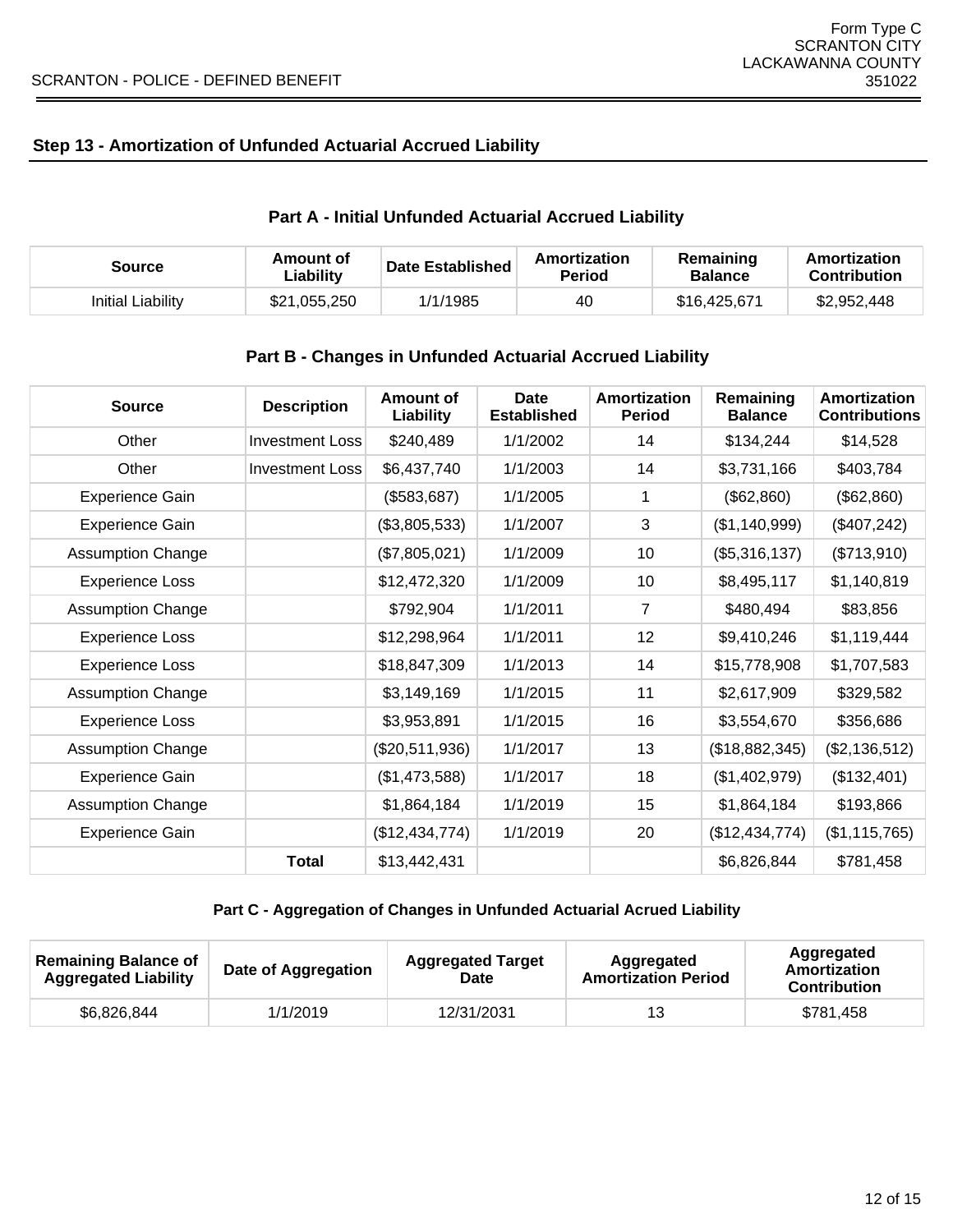## Step 13 - Amortization of Unfunded Actuarial Accrued Liability

### Part A - Initial Unfunded Actuarial Accrued Liability

| Source | Amount of Liability | Date Established | Amortization Period | Remaining Balance | Amortization Contribution |
|---|---|---|---|---|---|
| Initial Liability | $21,055,250 | 1/1/1985 | 40 | $16,425,671 | $2,952,448 |

### Part B - Changes in Unfunded Actuarial Accrued Liability

| Source | Description | Amount of Liability | Date Established | Amortization Period | Remaining Balance | Amortization Contributions |
|---|---|---|---|---|---|---|
| Other | Investment Loss | $240,489 | 1/1/2002 | 14 | $134,244 | $14,528 |
| Other | Investment Loss | $6,437,740 | 1/1/2003 | 14 | $3,731,166 | $403,784 |
| Experience Gain | | ($583,687) | 1/1/2005 | 1 | ($62,860) | ($62,860) |
| Experience Gain | | ($3,805,533) | 1/1/2007 | 3 | ($1,140,999) | ($407,242) |
| Assumption Change | | ($7,805,021) | 1/1/2009 | 10 | ($5,316,137) | ($713,910) |
| Experience Loss | | $12,472,320 | 1/1/2009 | 10 | $8,495,117 | $1,140,819 |
| Assumption Change | | $792,904 | 1/1/2011 | 7 | $480,494 | $83,856 |
| Experience Loss | | $12,298,964 | 1/1/2011 | 12 | $9,410,246 | $1,119,444 |
| Experience Loss | | $18,847,309 | 1/1/2013 | 14 | $15,778,908 | $1,707,583 |
| Assumption Change | | $3,149,169 | 1/1/2015 | 11 | $2,617,909 | $329,582 |
| Experience Loss | | $3,953,891 | 1/1/2015 | 16 | $3,554,670 | $356,686 |
| Assumption Change | | ($20,511,936) | 1/1/2017 | 13 | ($18,882,345) | ($2,136,512) |
| Experience Gain | | ($1,473,588) | 1/1/2017 | 18 | ($1,402,979) | ($132,401) |
| Assumption Change | | $1,864,184 | 1/1/2019 | 15 | $1,864,184 | $193,866 |
| Experience Gain | | ($12,434,774) | 1/1/2019 | 20 | ($12,434,774) | ($1,115,765) |
| | **Total** | $13,442,431 | | | $6,826,844 | $781,458 |

### Part C - Aggregation of Changes in Unfunded Actuarial Acrued Liability

| Remaining Balance of Aggregated Liability | Date of Aggregation | Aggregated Target Date | Aggregated Amortization Period | Aggregated Amortization Contribution |
|---|---|---|---|---|
| $6,826,844 | 1/1/2019 | 12/31/2031 | 13 | $781,458 |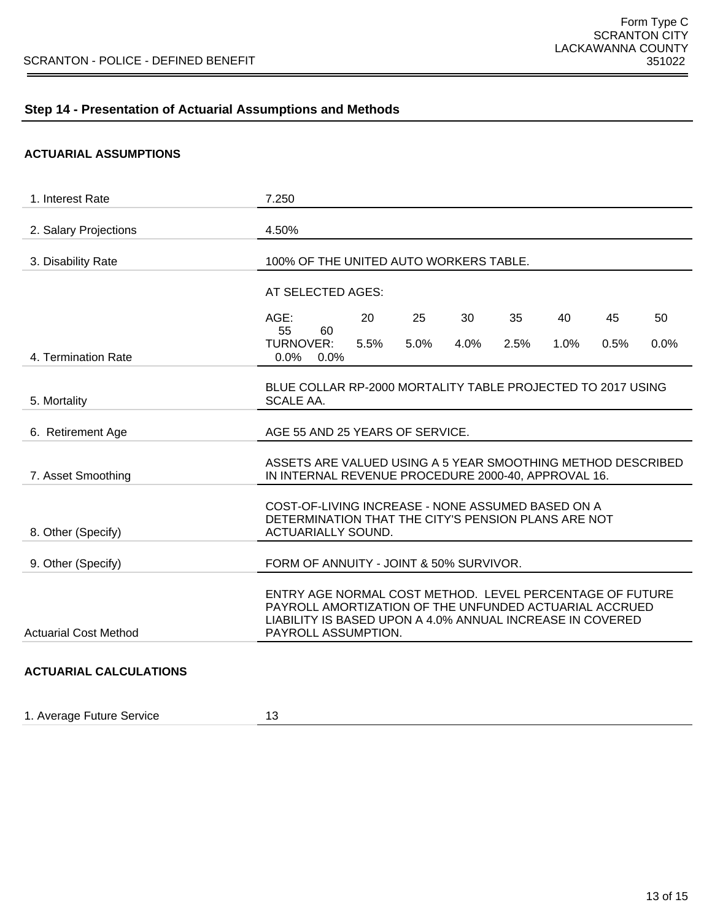## Step 14 - Presentation of Actuarial Assumptions and Methods

### ACTUARIAL ASSUMPTIONS

| | |
|---|---|
| 1. Interest Rate | 7.250 |
| 2. Salary Projections | 4.50% |
| 3. Disability Rate | 100% OF THE UNITED AUTO WORKERS TABLE. |
| 4. Termination Rate | AT SELECTED AGES:<br><br>AGE: 20 25 30 35 40 45 50 55 60<br>TURNOVER: 5.5% 5.0% 4.0% 2.5% 1.0% 0.5% 0.0% 0.0% 0.0% |
| 5. Mortality | BLUE COLLAR RP-2000 MORTALITY TABLE PROJECTED TO 2017 USING SCALE AA. |
| 6. Retirement Age | AGE 55 AND 25 YEARS OF SERVICE. |
| 7. Asset Smoothing | ASSETS ARE VALUED USING A 5 YEAR SMOOTHING METHOD DESCRIBED IN INTERNAL REVENUE PROCEDURE 2000-40, APPROVAL 16. |
| 8. Other (Specify) | COST-OF-LIVING INCREASE - NONE ASSUMED BASED ON A DETERMINATION THAT THE CITY'S PENSION PLANS ARE NOT ACTUARIALLY SOUND. |
| 9. Other (Specify) | FORM OF ANNUITY - JOINT & 50% SURVIVOR. |
| Actuarial Cost Method | ENTRY AGE NORMAL COST METHOD. LEVEL PERCENTAGE OF FUTURE PAYROLL AMORTIZATION OF THE UNFUNDED ACTUARIAL ACCRUED LIABILITY IS BASED UPON A 4.0% ANNUAL INCREASE IN COVERED PAYROLL ASSUMPTION. |

### ACTUARIAL CALCULATIONS

| | |
|---|---|
| 1. Average Future Service | 13 |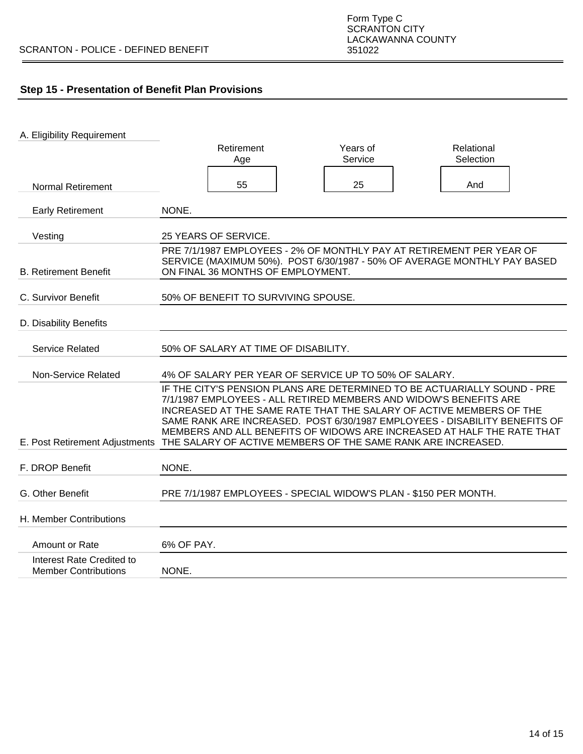SCRANTON - POLICE - DEFINED BENEFIT

Form Type C
SCRANTON CITY
LACKAWANNA COUNTY
351022

## Step 15 - Presentation of Benefit Plan Provisions

**A. Eligibility Requirement**

| | Retirement Age | Years of Service | Relational Selection |
|---|---|---|---|
| Normal Retirement | 55 | 25 | And |

| Provision | Description |
|---|---|
| Early Retirement | NONE. |
| Vesting | 25 YEARS OF SERVICE. |
| B. Retirement Benefit | PRE 7/1/1987 EMPLOYEES - 2% OF MONTHLY PAY AT RETIREMENT PER YEAR OF SERVICE (MAXIMUM 50%). POST 6/30/1987 - 50% OF AVERAGE MONTHLY PAY BASED ON FINAL 36 MONTHS OF EMPLOYMENT. |
| C. Survivor Benefit | 50% OF BENEFIT TO SURVIVING SPOUSE. |
| D. Disability Benefits | |
| Service Related | 50% OF SALARY AT TIME OF DISABILITY. |
| Non-Service Related | 4% OF SALARY PER YEAR OF SERVICE UP TO 50% OF SALARY. |
| E. Post Retirement Adjustments | IF THE CITY'S PENSION PLANS ARE DETERMINED TO BE ACTUARIALLY SOUND - PRE 7/1/1987 EMPLOYEES - ALL RETIRED MEMBERS AND WIDOW'S BENEFITS ARE INCREASED AT THE SAME RATE THAT THE SALARY OF ACTIVE MEMBERS OF THE SAME RANK ARE INCREASED. POST 6/30/1987 EMPLOYEES - DISABILITY BENEFITS OF MEMBERS AND ALL BENEFITS OF WIDOWS ARE INCREASED AT HALF THE RATE THAT THE SALARY OF ACTIVE MEMBERS OF THE SAME RANK ARE INCREASED. |
| F. DROP Benefit | NONE. |
| G. Other Benefit | PRE 7/1/1987 EMPLOYEES - SPECIAL WIDOW'S PLAN - $150 PER MONTH. |
| H. Member Contributions | |
| Amount or Rate | 6% OF PAY. |
| Interest Rate Credited to Member Contributions | NONE. |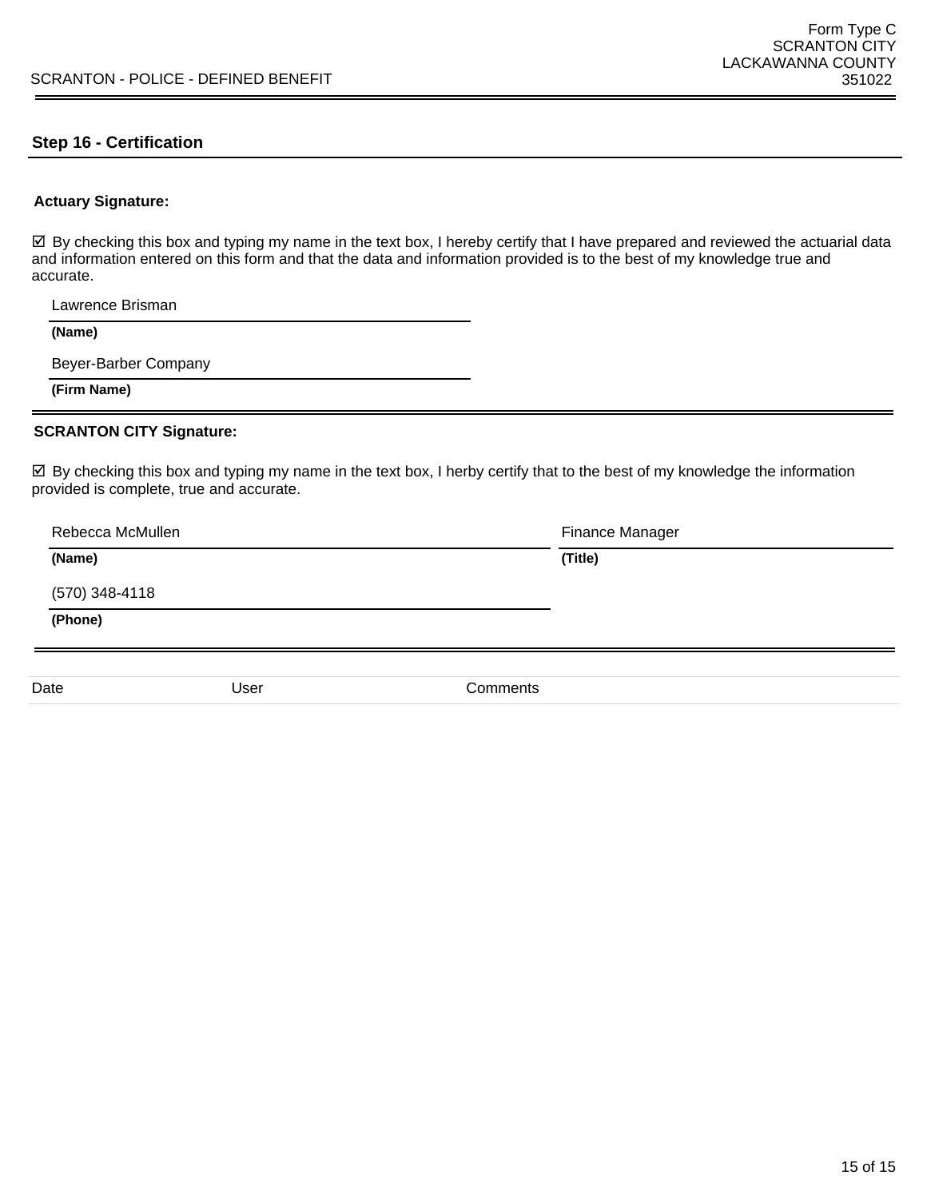## Step 16 - Certification

**Actuary Signature:**

☑ By checking this box and typing my name in the text box, I hereby certify that I have prepared and reviewed the actuarial data and information entered on this form and that the data and information provided is to the best of my knowledge true and accurate.

Lawrence Brisman
**(Name)**

Beyer-Barber Company
**(Firm Name)**

**SCRANTON CITY Signature:**

☑ By checking this box and typing my name in the text box, I herby certify that to the best of my knowledge the information provided is complete, true and accurate.

Rebecca McMullen
**(Name)**

Finance Manager
**(Title)**

(570) 348-4118
**(Phone)**

| Date | User | Comments |
| --- | --- | --- |